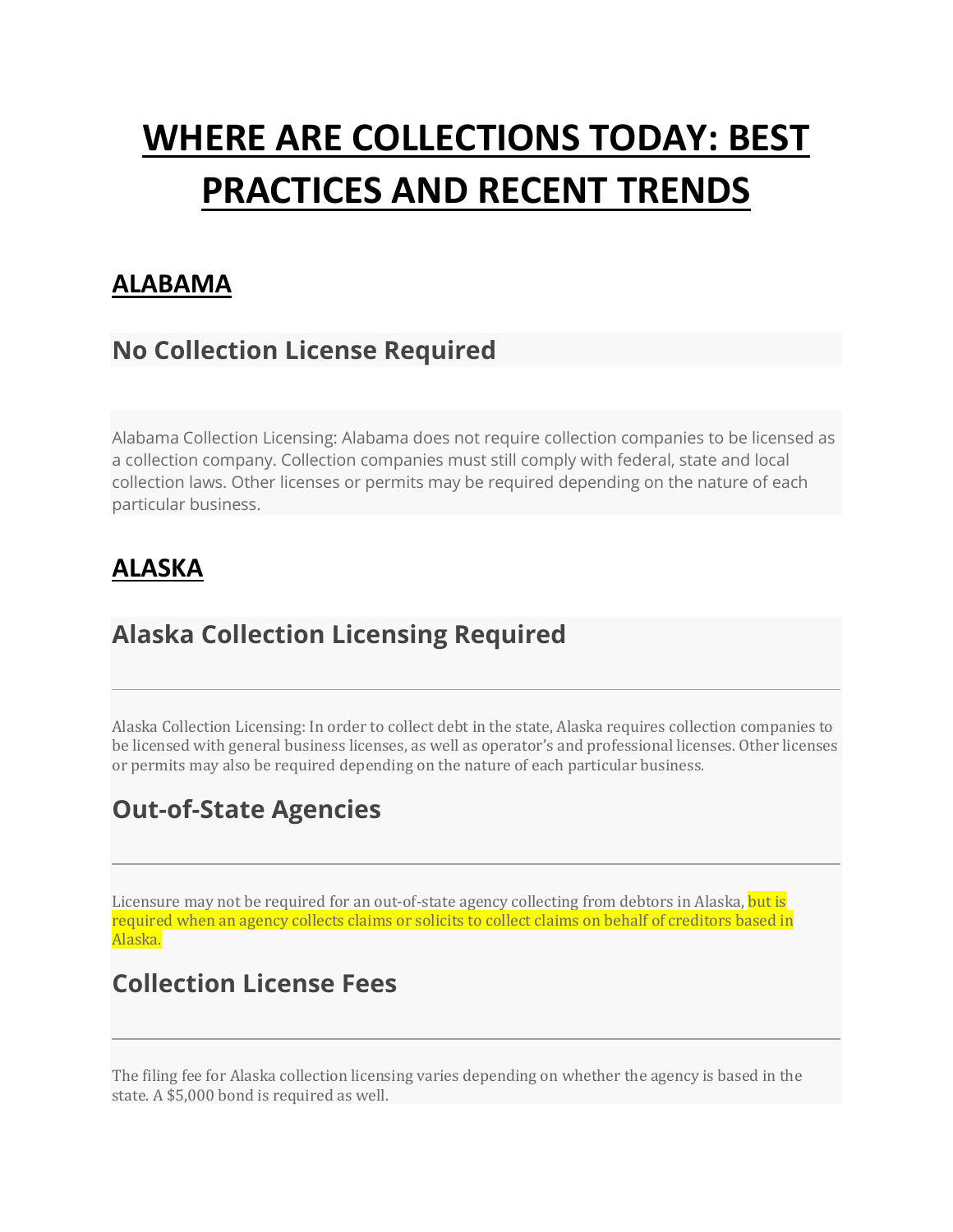# WHERE ARE COLLECTIONS TODAY: BEST PRACTICES AND RECENT TRENDS

## ALABAMA

### No Collection License Required

Alabama Collection Licensing: Alabama does not require collection companies to be licensed as a collection company. Collection companies must still comply with federal, state and local collection laws. Other licenses or permits may be required depending on the nature of each particular business.

## ALASKA

### Alaska Collection Licensing Required

Alaska Collection Licensing: In order to collect debt in the state, Alaska requires collection companies to be licensed with general business licenses, as well as operator's and professional licenses. Other licenses or permits may also be required depending on the nature of each particular business.

### Out-of-State Agencies

Licensure may not be required for an out-of-state agency collecting from debtors in Alaska, but is required when an agency collects claims or solicits to collect claims on behalf of creditors based in Alaska.

### Collection License Fees

The filing fee for Alaska collection licensing varies depending on whether the agency is based in the state. A $5,000 bond is required as well.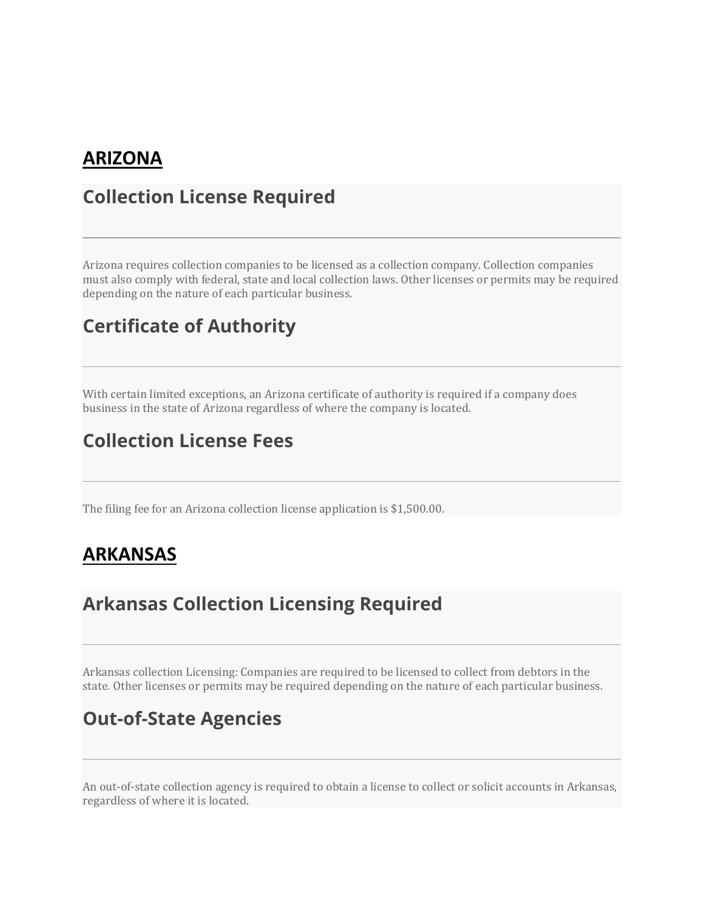# ARIZONA

## Collection License Required

Arizona requires collection companies to be licensed as a collection company. Collection companies must also comply with federal, state and local collection laws. Other licenses or permits may be required depending on the nature of each particular business.

## Certificate of Authority

With certain limited exceptions, an Arizona certificate of authority is required if a company does business in the state of Arizona regardless of where the company is located.

## Collection License Fees

The filing fee for an Arizona collection license application is $1,500.00.

# ARKANSAS

## Arkansas Collection Licensing Required

Arkansas collection Licensing: Companies are required to be licensed to collect from debtors in the state. Other licenses or permits may be required depending on the nature of each particular business.

## Out-of-State Agencies

An out-of-state collection agency is required to obtain a license to collect or solicit accounts in Arkansas, regardless of where it is located.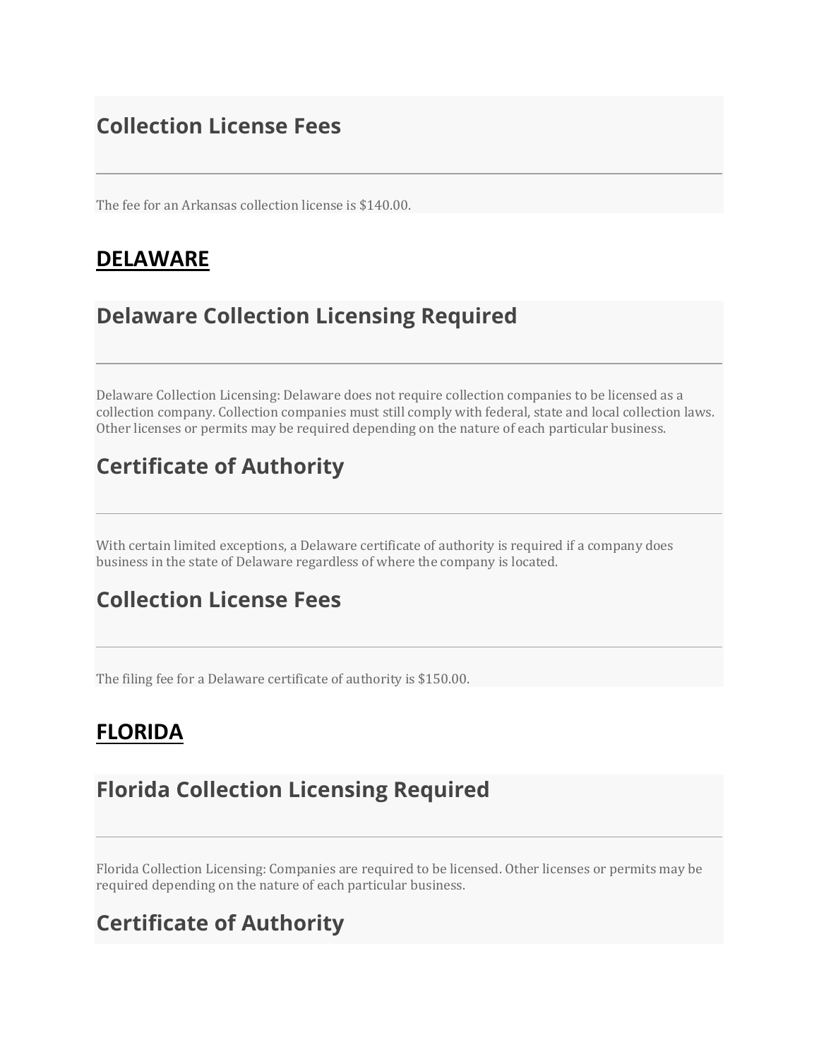## Collection License Fees

The fee for an Arkansas collection license is $140.00.

# DELAWARE

## Delaware Collection Licensing Required

Delaware Collection Licensing: Delaware does not require collection companies to be licensed as a collection company. Collection companies must still comply with federal, state and local collection laws. Other licenses or permits may be required depending on the nature of each particular business.

## Certificate of Authority

With certain limited exceptions, a Delaware certificate of authority is required if a company does business in the state of Delaware regardless of where the company is located.

## Collection License Fees

The filing fee for a Delaware certificate of authority is $150.00.

# FLORIDA

## Florida Collection Licensing Required

Florida Collection Licensing: Companies are required to be licensed. Other licenses or permits may be required depending on the nature of each particular business.

## Certificate of Authority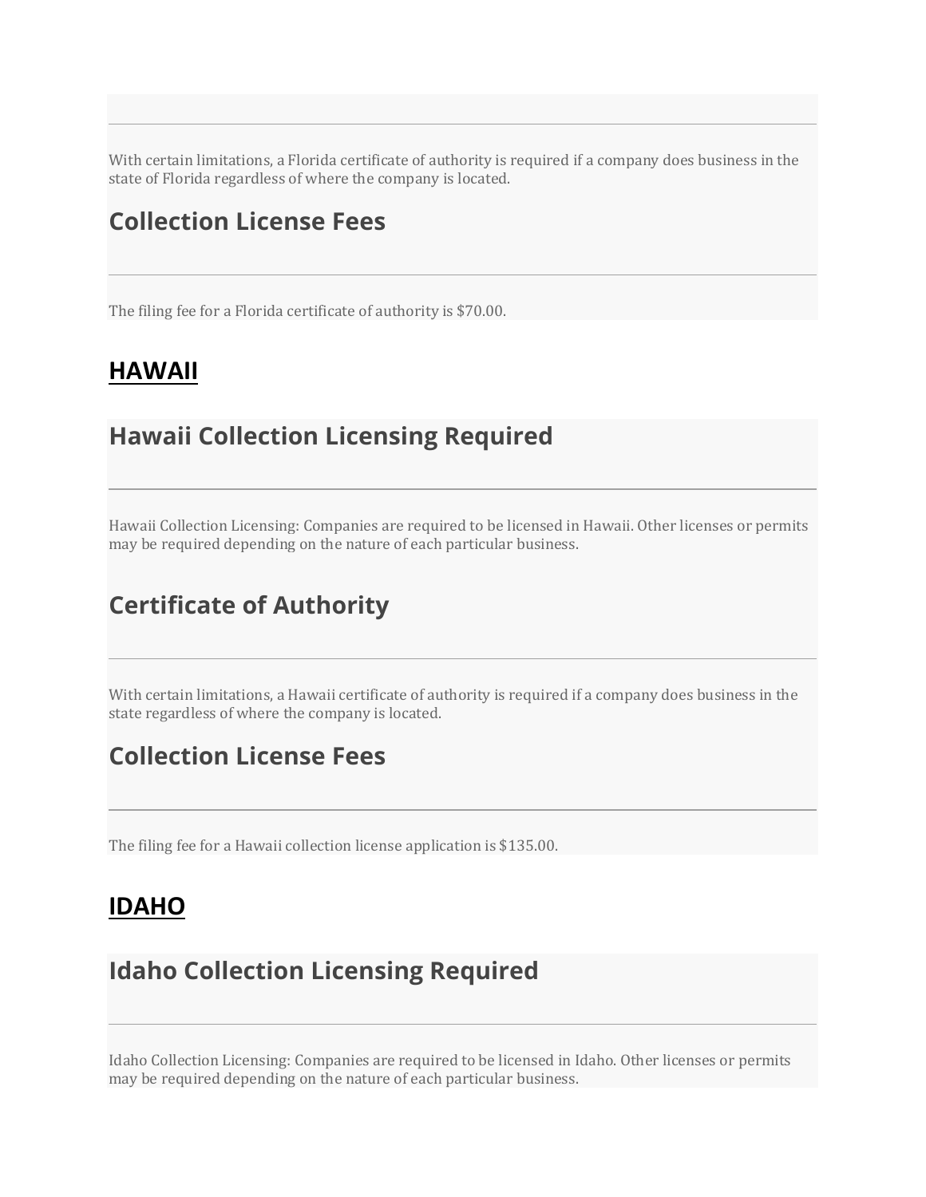With certain limitations, a Florida certificate of authority is required if a company does business in the state of Florida regardless of where the company is located.

## Collection License Fees

The filing fee for a Florida certificate of authority is $70.00.

# HAWAII

## Hawaii Collection Licensing Required

Hawaii Collection Licensing: Companies are required to be licensed in Hawaii. Other licenses or permits may be required depending on the nature of each particular business.

## Certificate of Authority

With certain limitations, a Hawaii certificate of authority is required if a company does business in the state regardless of where the company is located.

## Collection License Fees

The filing fee for a Hawaii collection license application is $135.00.

# IDAHO

## Idaho Collection Licensing Required

Idaho Collection Licensing: Companies are required to be licensed in Idaho. Other licenses or permits may be required depending on the nature of each particular business.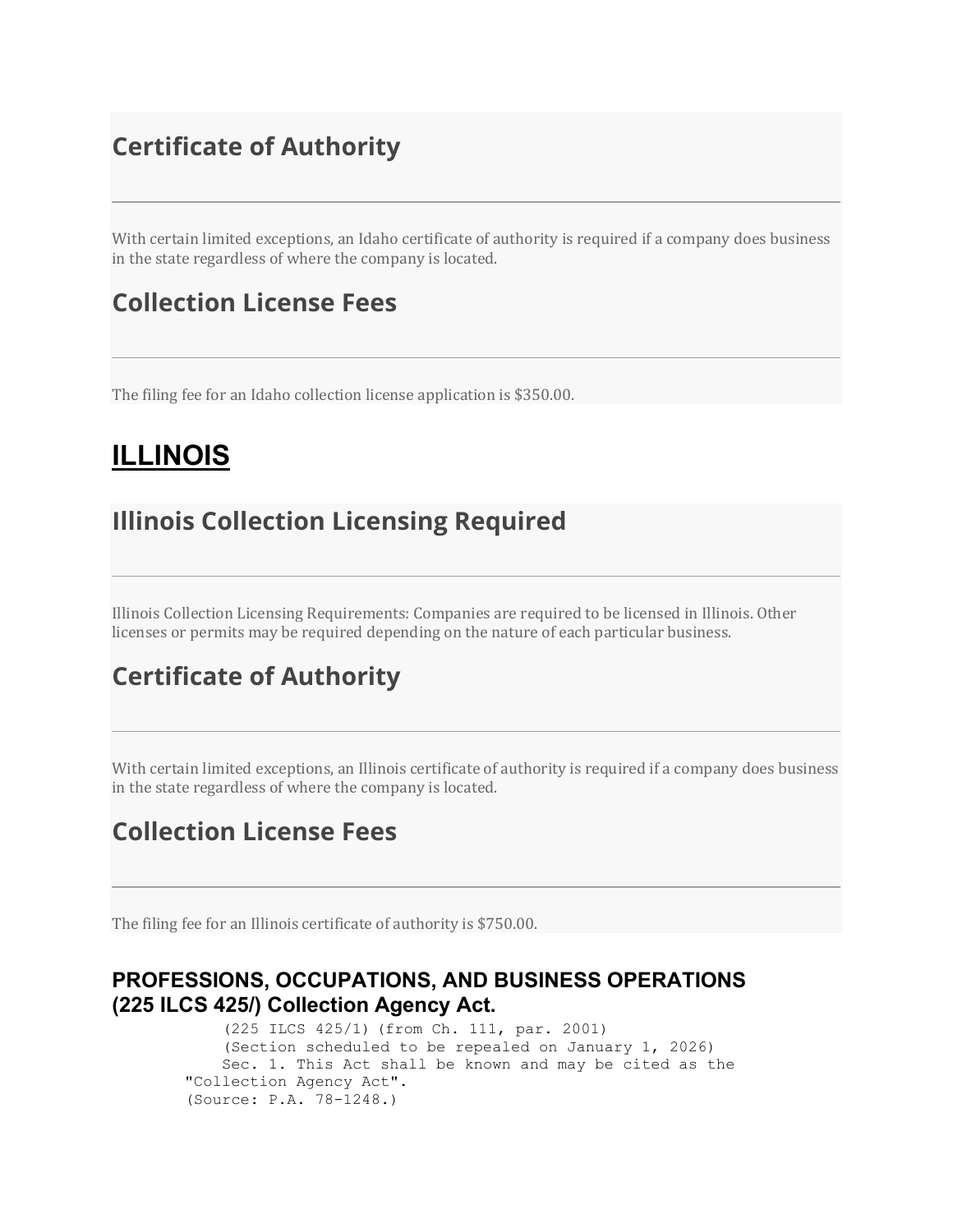## Certificate of Authority

With certain limited exceptions, an Idaho certificate of authority is required if a company does business in the state regardless of where the company is located.

## Collection License Fees

The filing fee for an Idaho collection license application is $350.00.

# ILLINOIS

## Illinois Collection Licensing Required

Illinois Collection Licensing Requirements: Companies are required to be licensed in Illinois. Other licenses or permits may be required depending on the nature of each particular business.

## Certificate of Authority

With certain limited exceptions, an Illinois certificate of authority is required if a company does business in the state regardless of where the company is located.

## Collection License Fees

The filing fee for an Illinois certificate of authority is $750.00.

### PROFESSIONS, OCCUPATIONS, AND BUSINESS OPERATIONS (225 ILCS 425/) Collection Agency Act.

```
    (225 ILCS 425/1) (from Ch. 111, par. 2001)
    (Section scheduled to be repealed on January 1, 2026)
    Sec. 1. This Act shall be known and may be cited as the
"Collection Agency Act".
(Source: P.A. 78-1248.)
```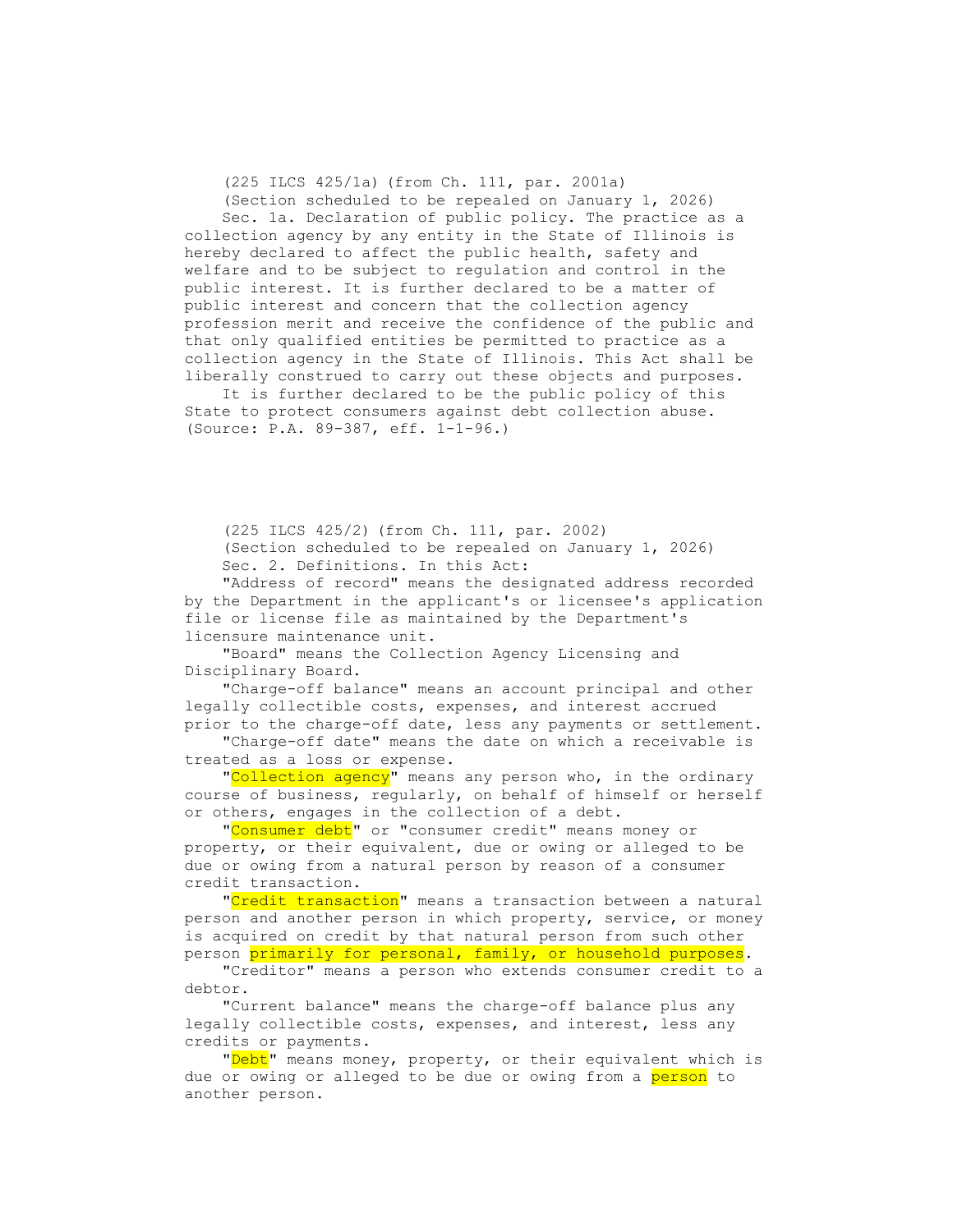(225 ILCS 425/1a) (from Ch. 111, par. 2001a)

(Section scheduled to be repealed on January 1, 2026)

Sec. 1a. Declaration of public policy. The practice as a collection agency by any entity in the State of Illinois is hereby declared to affect the public health, safety and welfare and to be subject to regulation and control in the public interest. It is further declared to be a matter of public interest and concern that the collection agency profession merit and receive the confidence of the public and that only qualified entities be permitted to practice as a collection agency in the State of Illinois. This Act shall be liberally construed to carry out these objects and purposes.

It is further declared to be the public policy of this State to protect consumers against debt collection abuse.
(Source: P.A. 89-387, eff. 1-1-96.)

(225 ILCS 425/2) (from Ch. 111, par. 2002)

(Section scheduled to be repealed on January 1, 2026)

Sec. 2. Definitions. In this Act:

"Address of record" means the designated address recorded by the Department in the applicant's or licensee's application file or license file as maintained by the Department's licensure maintenance unit.

"Board" means the Collection Agency Licensing and Disciplinary Board.

"Charge-off balance" means an account principal and other legally collectible costs, expenses, and interest accrued prior to the charge-off date, less any payments or settlement.

"Charge-off date" means the date on which a receivable is treated as a loss or expense.

"Collection agency" means any person who, in the ordinary course of business, regularly, on behalf of himself or herself or others, engages in the collection of a debt.

"Consumer debt" or "consumer credit" means money or property, or their equivalent, due or owing or alleged to be due or owing from a natural person by reason of a consumer credit transaction.

"Credit transaction" means a transaction between a natural person and another person in which property, service, or money is acquired on credit by that natural person from such other person primarily for personal, family, or household purposes.

"Creditor" means a person who extends consumer credit to a debtor.

"Current balance" means the charge-off balance plus any legally collectible costs, expenses, and interest, less any credits or payments.

"Debt" means money, property, or their equivalent which is due or owing or alleged to be due or owing from a person to another person.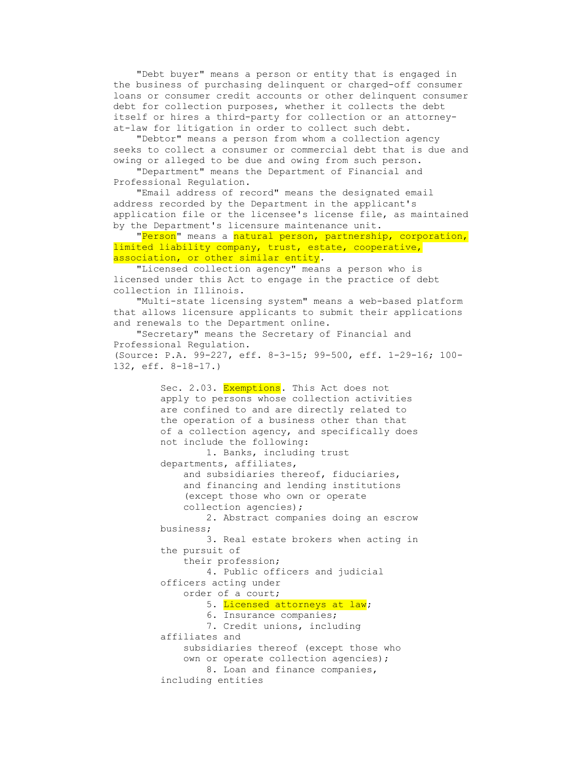"Debt buyer" means a person or entity that is engaged in the business of purchasing delinquent or charged-off consumer loans or consumer credit accounts or other delinquent consumer debt for collection purposes, whether it collects the debt itself or hires a third-party for collection or an attorney-at-law for litigation in order to collect such debt.

"Debtor" means a person from whom a collection agency seeks to collect a consumer or commercial debt that is due and owing or alleged to be due and owing from such person.

"Department" means the Department of Financial and Professional Regulation.

"Email address of record" means the designated email address recorded by the Department in the applicant's application file or the licensee's license file, as maintained by the Department's licensure maintenance unit.

"Person" means a natural person, partnership, corporation, limited liability company, trust, estate, cooperative, association, or other similar entity.

"Licensed collection agency" means a person who is licensed under this Act to engage in the practice of debt collection in Illinois.

"Multi-state licensing system" means a web-based platform that allows licensure applicants to submit their applications and renewals to the Department online.

"Secretary" means the Secretary of Financial and Professional Regulation.

(Source: P.A. 99-227, eff. 8-3-15; 99-500, eff. 1-29-16; 100-132, eff. 8-18-17.)

Sec. 2.03. Exemptions. This Act does not apply to persons whose collection activities are confined to and are directly related to the operation of a business other than that of a collection agency, and specifically does not include the following:

1. Banks, including trust departments, affiliates, and subsidiaries thereof, fiduciaries, and financing and lending institutions (except those who own or operate collection agencies);
2. Abstract companies doing an escrow business;
3. Real estate brokers when acting in the pursuit of their profession;
4. Public officers and judicial officers acting under order of a court;
5. Licensed attorneys at law;
6. Insurance companies;
7. Credit unions, including affiliates and subsidiaries thereof (except those who own or operate collection agencies);
8. Loan and finance companies, including entities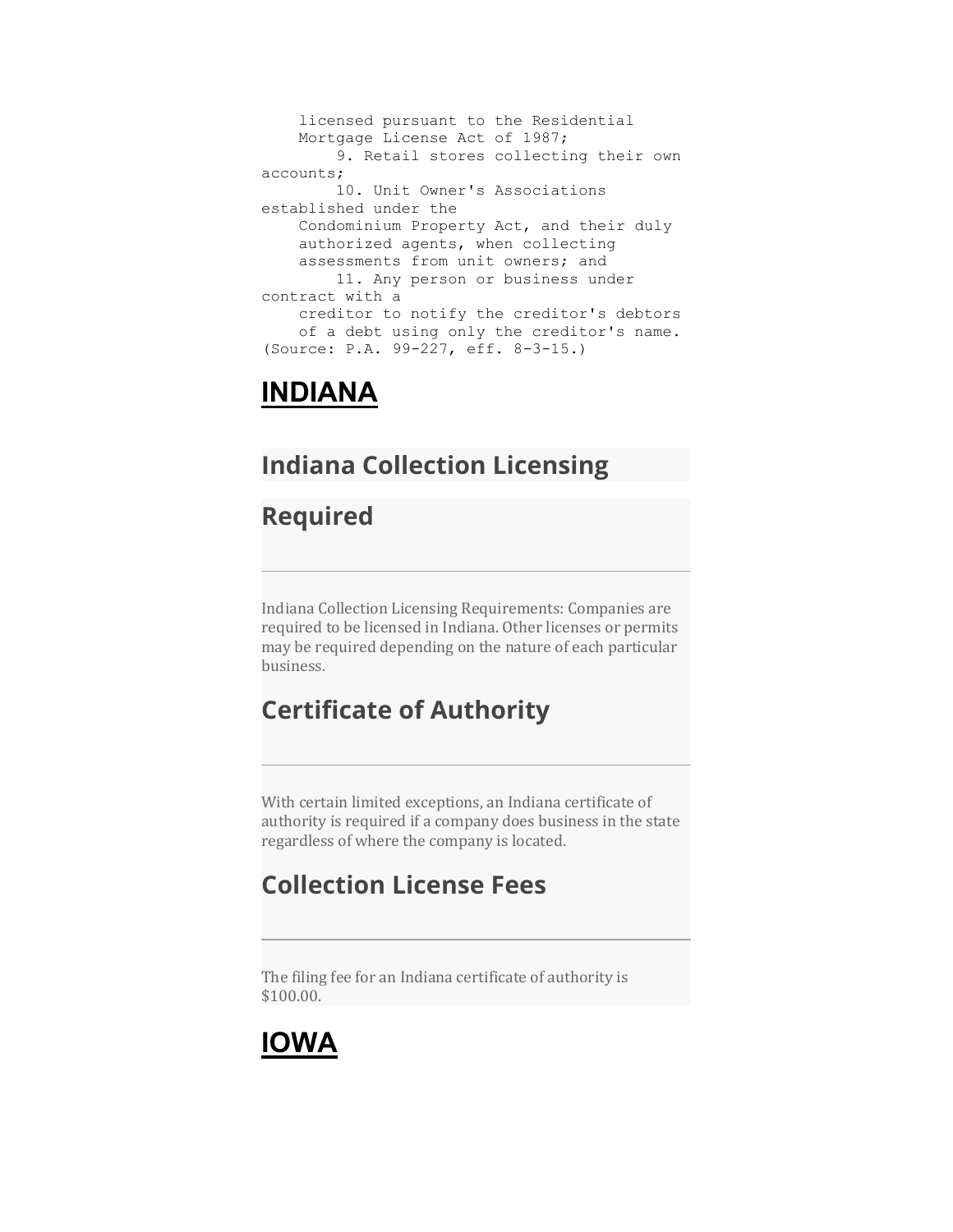```
    licensed pursuant to the Residential
    Mortgage License Act of 1987;
        9. Retail stores collecting their own
accounts;
        10. Unit Owner's Associations
established under the
    Condominium Property Act, and their duly
    authorized agents, when collecting
    assessments from unit owners; and
        11. Any person or business under
contract with a
    creditor to notify the creditor's debtors
    of a debt using only the creditor's name.
(Source: P.A. 99-227, eff. 8-3-15.)
```

# INDIANA

## Indiana Collection Licensing

## Required

Indiana Collection Licensing Requirements: Companies are required to be licensed in Indiana. Other licenses or permits may be required depending on the nature of each particular business.

## Certificate of Authority

With certain limited exceptions, an Indiana certificate of authority is required if a company does business in the state regardless of where the company is located.

## Collection License Fees

The filing fee for an Indiana certificate of authority is $100.00.

# IOWA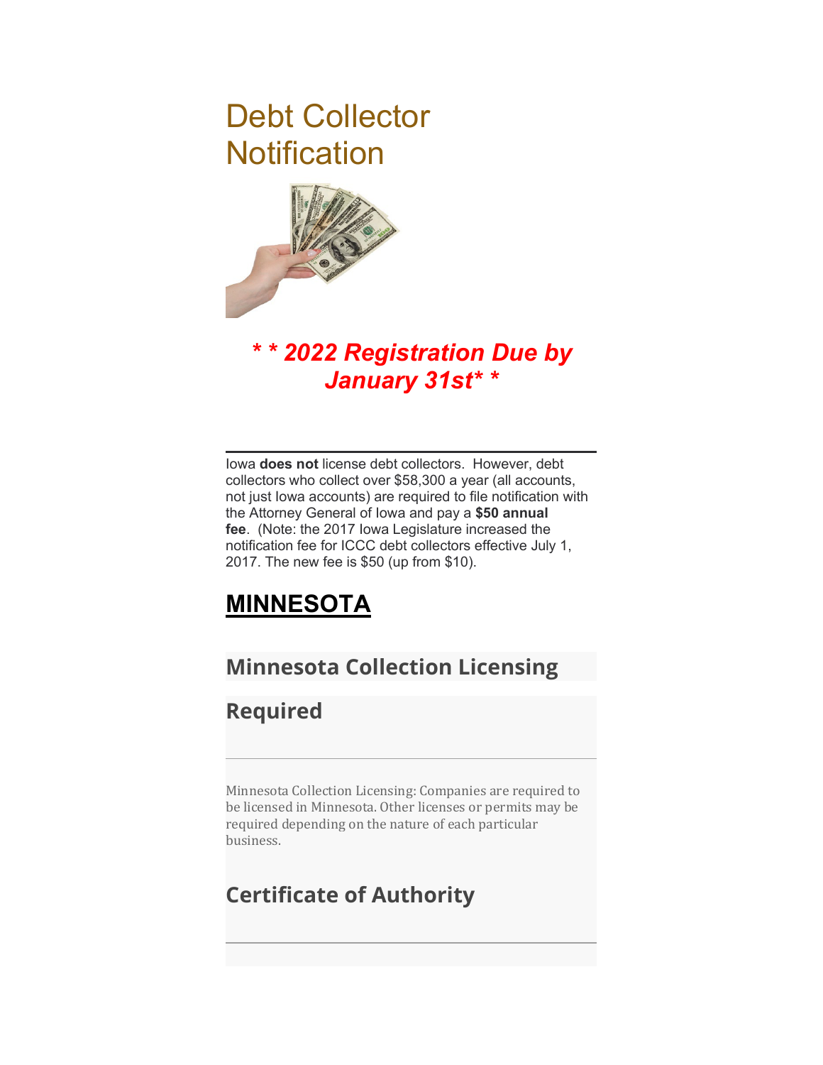# Debt Collector Notification

***\* \* 2022 Registration Due by January 31st\* \****

---

Iowa **does not** license debt collectors. However, debt collectors who collect over $58,300 a year (all accounts, not just Iowa accounts) are required to file notification with the Attorney General of Iowa and pay a **$50 annual fee**. (Note: the 2017 Iowa Legislature increased the notification fee for ICCC debt collectors effective July 1, 2017. The new fee is $50 (up from $10).

## MINNESOTA

### Minnesota Collection Licensing

### Required

---

Minnesota Collection Licensing: Companies are required to be licensed in Minnesota. Other licenses or permits may be required depending on the nature of each particular business.

### Certificate of Authority

---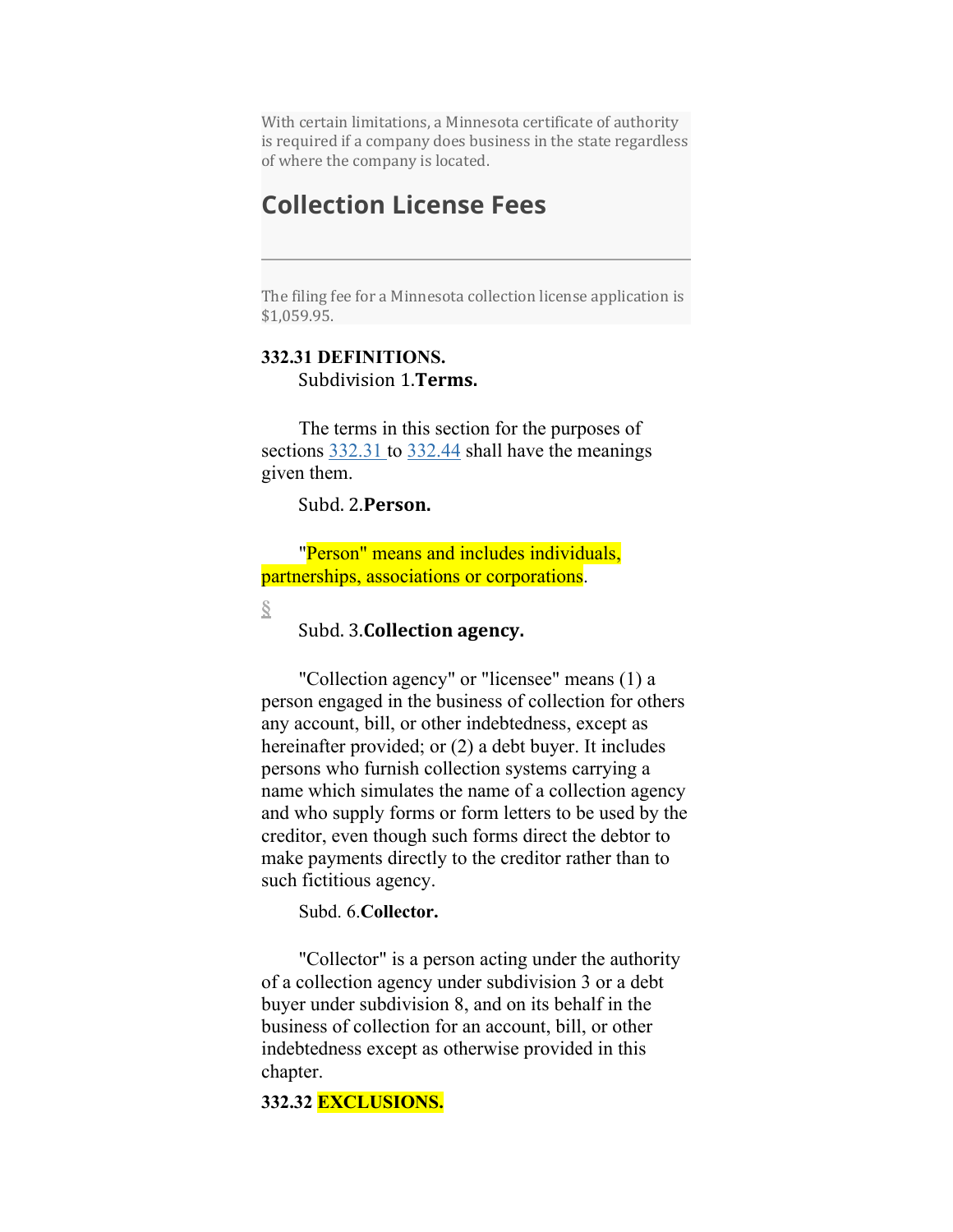With certain limitations, a Minnesota certificate of authority is required if a company does business in the state regardless of where the company is located.

## Collection License Fees

The filing fee for a Minnesota collection license application is $1,059.95.

**332.31 DEFINITIONS.**

Subdivision 1.**Terms.**

The terms in this section for the purposes of sections 332.31 to 332.44 shall have the meanings given them.

Subd. 2.**Person.**

"Person" means and includes individuals, partnerships, associations or corporations.

§

Subd. 3.**Collection agency.**

"Collection agency" or "licensee" means (1) a person engaged in the business of collection for others any account, bill, or other indebtedness, except as hereinafter provided; or (2) a debt buyer. It includes persons who furnish collection systems carrying a name which simulates the name of a collection agency and who supply forms or form letters to be used by the creditor, even though such forms direct the debtor to make payments directly to the creditor rather than to such fictitious agency.

Subd. 6.**Collector.**

"Collector" is a person acting under the authority of a collection agency under subdivision 3 or a debt buyer under subdivision 8, and on its behalf in the business of collection for an account, bill, or other indebtedness except as otherwise provided in this chapter.

**332.32 EXCLUSIONS.**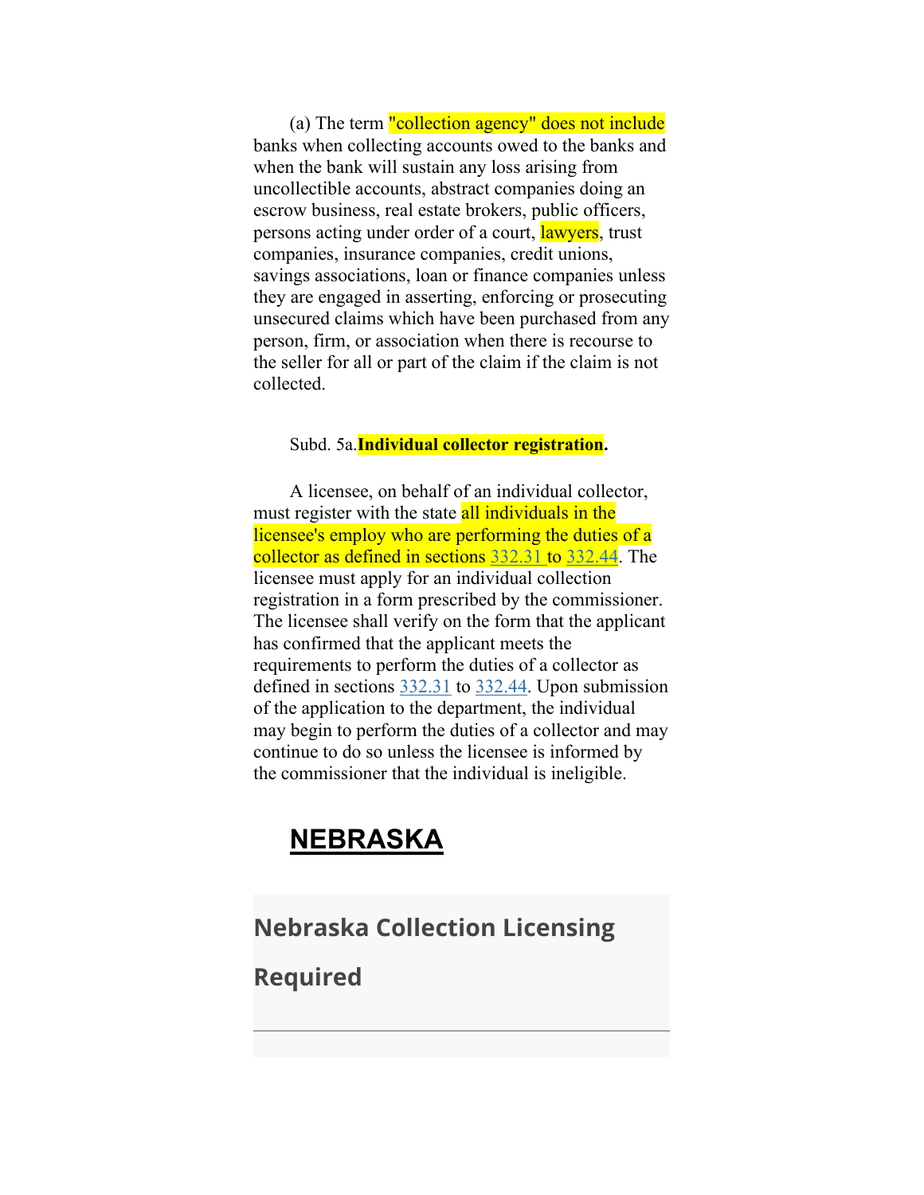(a) The term "collection agency" does not include banks when collecting accounts owed to the banks and when the bank will sustain any loss arising from uncollectible accounts, abstract companies doing an escrow business, real estate brokers, public officers, persons acting under order of a court, lawyers, trust companies, insurance companies, credit unions, savings associations, loan or finance companies unless they are engaged in asserting, enforcing or prosecuting unsecured claims which have been purchased from any person, firm, or association when there is recourse to the seller for all or part of the claim if the claim is not collected.

Subd. 5a. **Individual collector registration.**

A licensee, on behalf of an individual collector, must register with the state all individuals in the licensee's employ who are performing the duties of a collector as defined in sections 332.31 to 332.44. The licensee must apply for an individual collection registration in a form prescribed by the commissioner. The licensee shall verify on the form that the applicant has confirmed that the applicant meets the requirements to perform the duties of a collector as defined in sections 332.31 to 332.44. Upon submission of the application to the department, the individual may begin to perform the duties of a collector and may continue to do so unless the licensee is informed by the commissioner that the individual is ineligible.

# NEBRASKA

## Nebraska Collection Licensing Required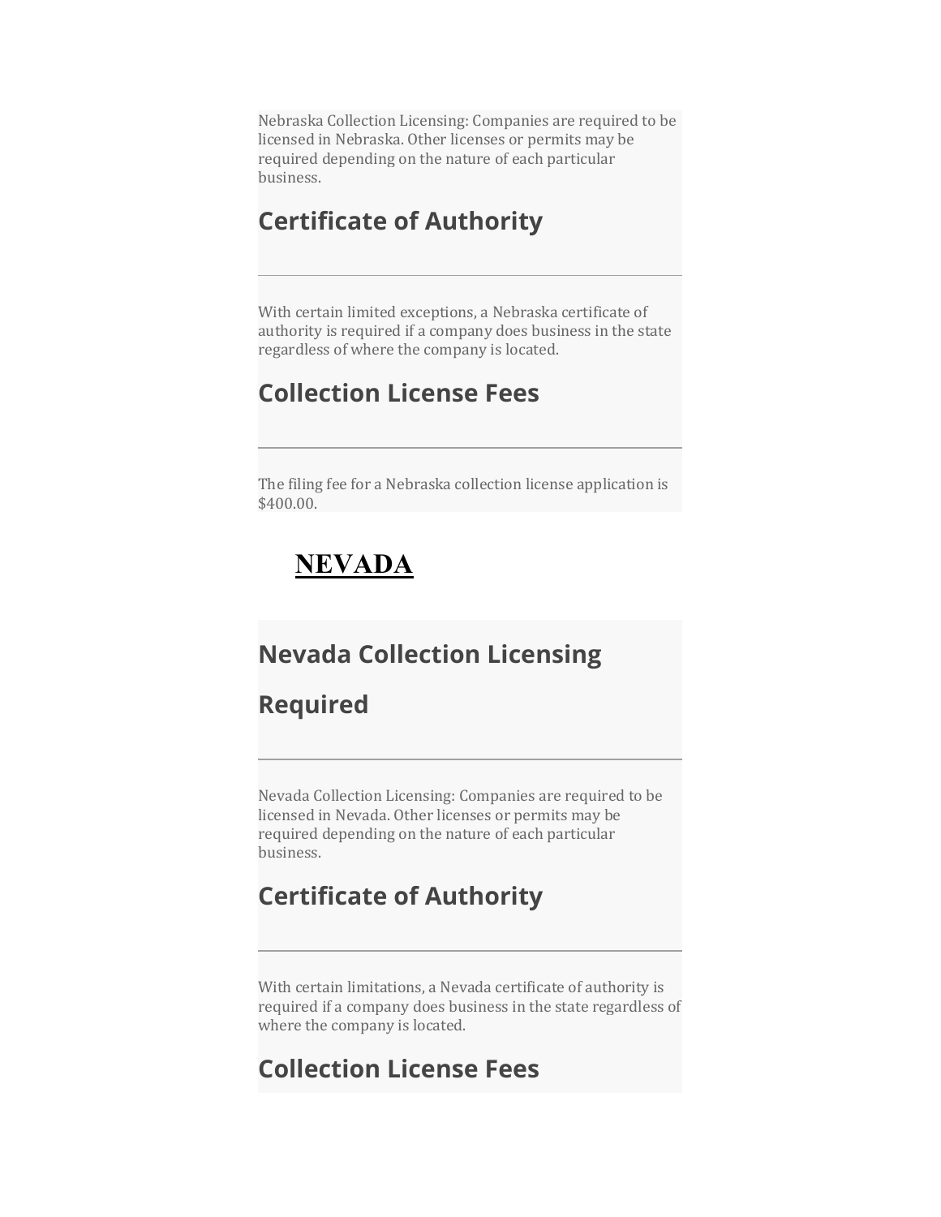Nebraska Collection Licensing: Companies are required to be licensed in Nebraska. Other licenses or permits may be required depending on the nature of each particular business.

### Certificate of Authority

---

With certain limited exceptions, a Nebraska certificate of authority is required if a company does business in the state regardless of where the company is located.

### Collection License Fees

---

The filing fee for a Nebraska collection license application is $400.00.

## NEVADA

### Nevada Collection Licensing

### Required

---

Nevada Collection Licensing: Companies are required to be licensed in Nevada. Other licenses or permits may be required depending on the nature of each particular business.

### Certificate of Authority

---

With certain limitations, a Nevada certificate of authority is required if a company does business in the state regardless of where the company is located.

### Collection License Fees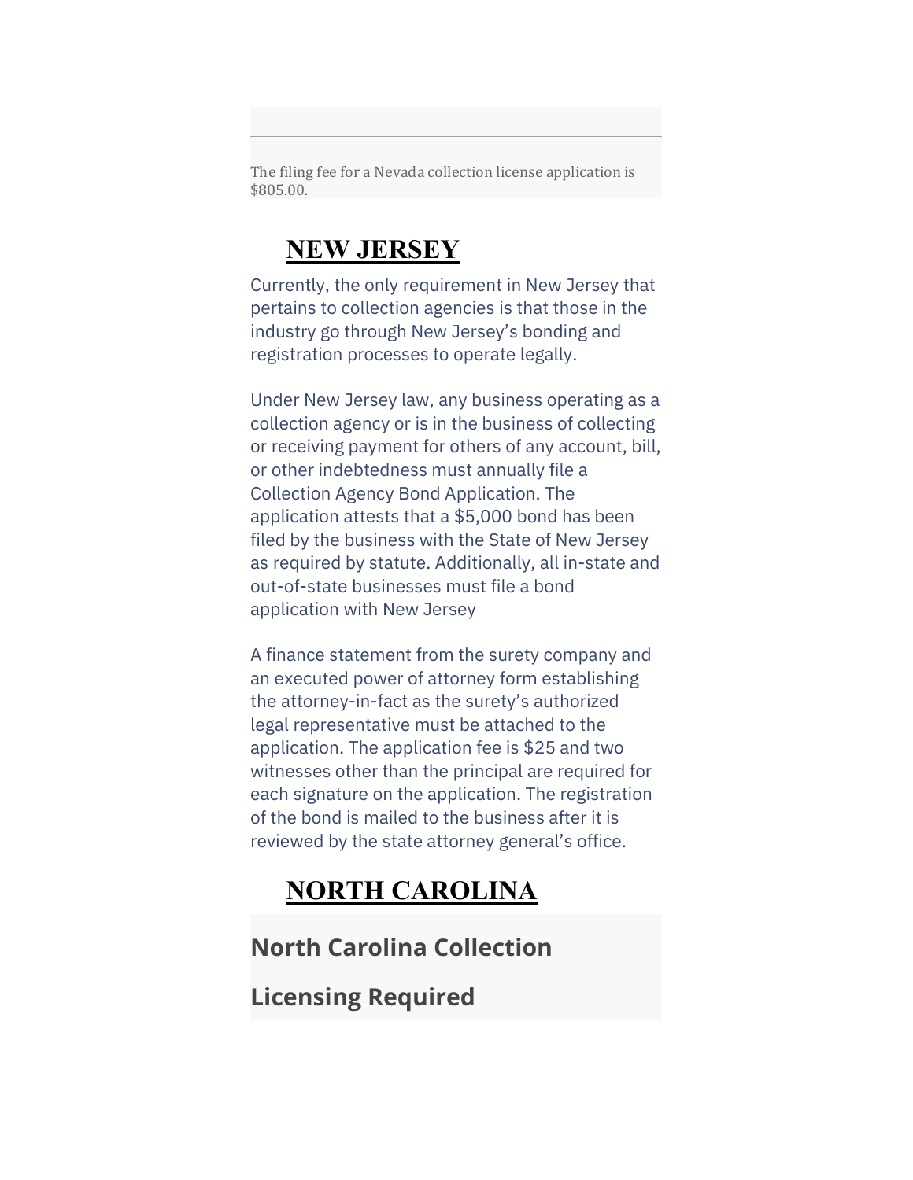The filing fee for a Nevada collection license application is $805.00.

## NEW JERSEY

Currently, the only requirement in New Jersey that pertains to collection agencies is that those in the industry go through New Jersey's bonding and registration processes to operate legally.

Under New Jersey law, any business operating as a collection agency or is in the business of collecting or receiving payment for others of any account, bill, or other indebtedness must annually file a Collection Agency Bond Application. The application attests that a $5,000 bond has been filed by the business with the State of New Jersey as required by statute. Additionally, all in-state and out-of-state businesses must file a bond application with New Jersey

A finance statement from the surety company and an executed power of attorney form establishing the attorney-in-fact as the surety's authorized legal representative must be attached to the application. The application fee is $25 and two witnesses other than the principal are required for each signature on the application. The registration of the bond is mailed to the business after it is reviewed by the state attorney general's office.

## NORTH CAROLINA

### North Carolina Collection Licensing Required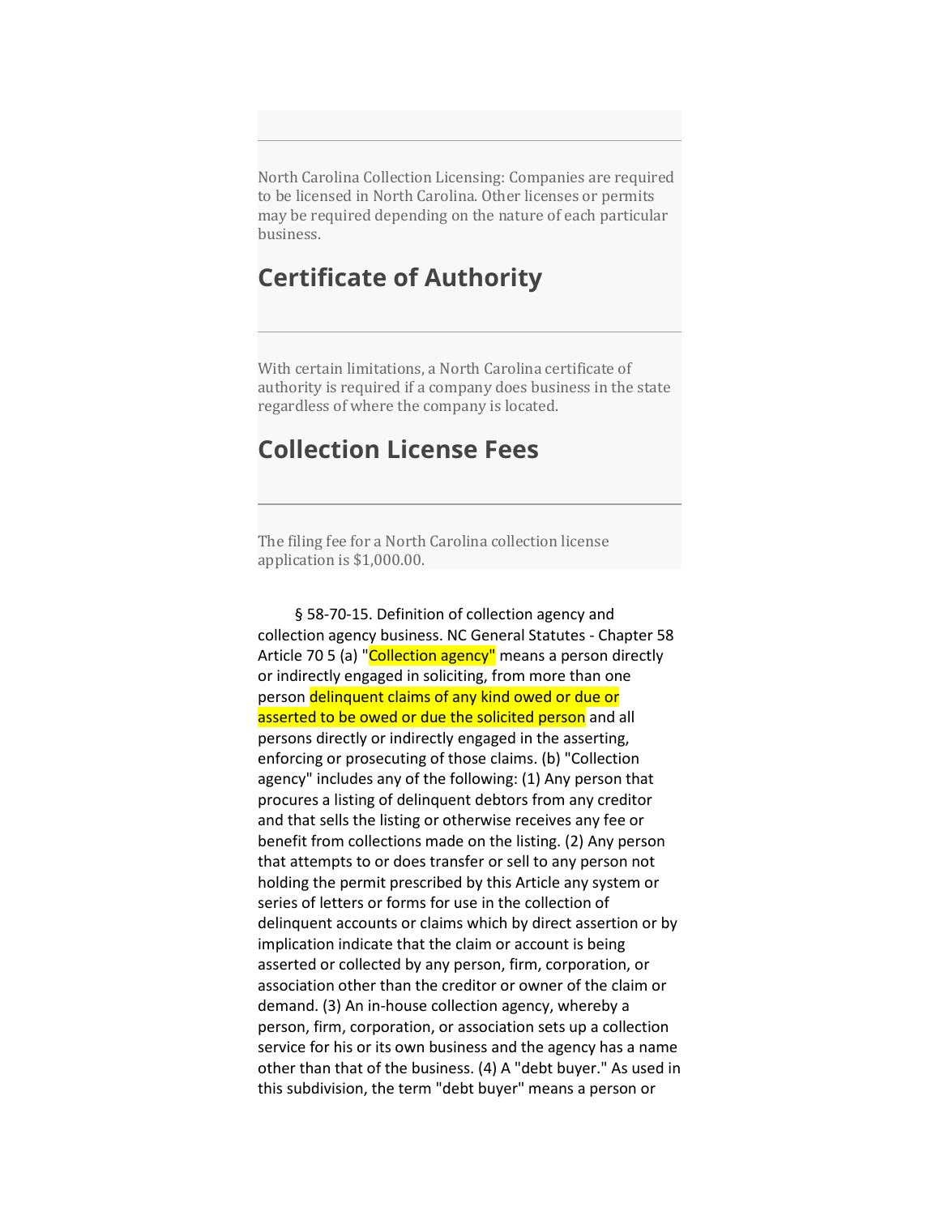North Carolina Collection Licensing: Companies are required to be licensed in North Carolina. Other licenses or permits may be required depending on the nature of each particular business.

## Certificate of Authority

With certain limitations, a North Carolina certificate of authority is required if a company does business in the state regardless of where the company is located.

## Collection License Fees

The filing fee for a North Carolina collection license application is $1,000.00.

§ 58-70-15. Definition of collection agency and collection agency business. NC General Statutes - Chapter 58 Article 70 5 (a) "Collection agency" means a person directly or indirectly engaged in soliciting, from more than one person delinquent claims of any kind owed or due or asserted to be owed or due the solicited person and all persons directly or indirectly engaged in the asserting, enforcing or prosecuting of those claims. (b) "Collection agency" includes any of the following: (1) Any person that procures a listing of delinquent debtors from any creditor and that sells the listing or otherwise receives any fee or benefit from collections made on the listing. (2) Any person that attempts to or does transfer or sell to any person not holding the permit prescribed by this Article any system or series of letters or forms for use in the collection of delinquent accounts or claims which by direct assertion or by implication indicate that the claim or account is being asserted or collected by any person, firm, corporation, or association other than the creditor or owner of the claim or demand. (3) An in-house collection agency, whereby a person, firm, corporation, or association sets up a collection service for his or its own business and the agency has a name other than that of the business. (4) A "debt buyer." As used in this subdivision, the term "debt buyer" means a person or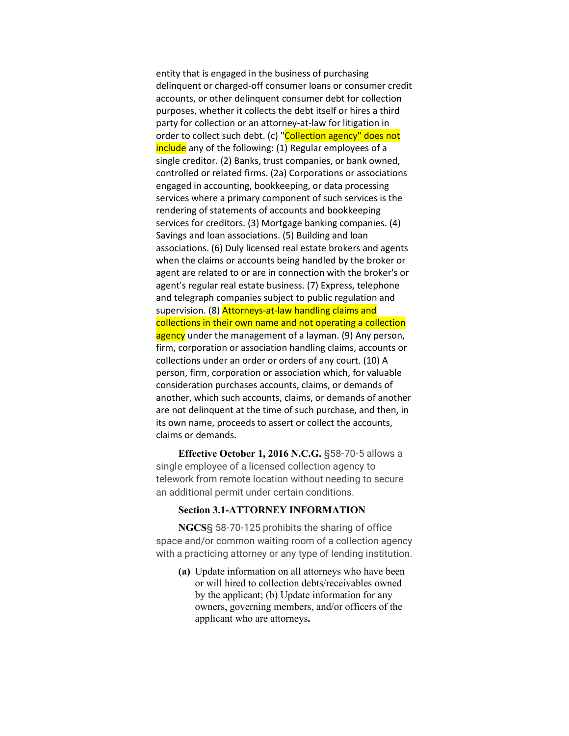entity that is engaged in the business of purchasing delinquent or charged-off consumer loans or consumer credit accounts, or other delinquent consumer debt for collection purposes, whether it collects the debt itself or hires a third party for collection or an attorney-at-law for litigation in order to collect such debt. (c) "Collection agency" does not include any of the following: (1) Regular employees of a single creditor. (2) Banks, trust companies, or bank owned, controlled or related firms. (2a) Corporations or associations engaged in accounting, bookkeeping, or data processing services where a primary component of such services is the rendering of statements of accounts and bookkeeping services for creditors. (3) Mortgage banking companies. (4) Savings and loan associations. (5) Building and loan associations. (6) Duly licensed real estate brokers and agents when the claims or accounts being handled by the broker or agent are related to or are in connection with the broker's or agent's regular real estate business. (7) Express, telephone and telegraph companies subject to public regulation and supervision. (8) Attorneys-at-law handling claims and collections in their own name and not operating a collection agency under the management of a layman. (9) Any person, firm, corporation or association handling claims, accounts or collections under an order or orders of any court. (10) A person, firm, corporation or association which, for valuable consideration purchases accounts, claims, or demands of another, which such accounts, claims, or demands of another are not delinquent at the time of such purchase, and then, in its own name, proceeds to assert or collect the accounts, claims or demands.

**Effective October 1, 2016 N.C.G.** §58-70-5 allows a single employee of a licensed collection agency to telework from remote location without needing to secure an additional permit under certain conditions.

**Section 3.1-ATTORNEY INFORMATION**

**NGCS**§ 58-70-125 prohibits the sharing of office space and/or common waiting room of a collection agency with a practicing attorney or any type of lending institution.

- **(a)** Update information on all attorneys who have been or will hired to collection debts/receivables owned by the applicant; (b) Update information for any owners, governing members, and/or officers of the applicant who are attorneys**.**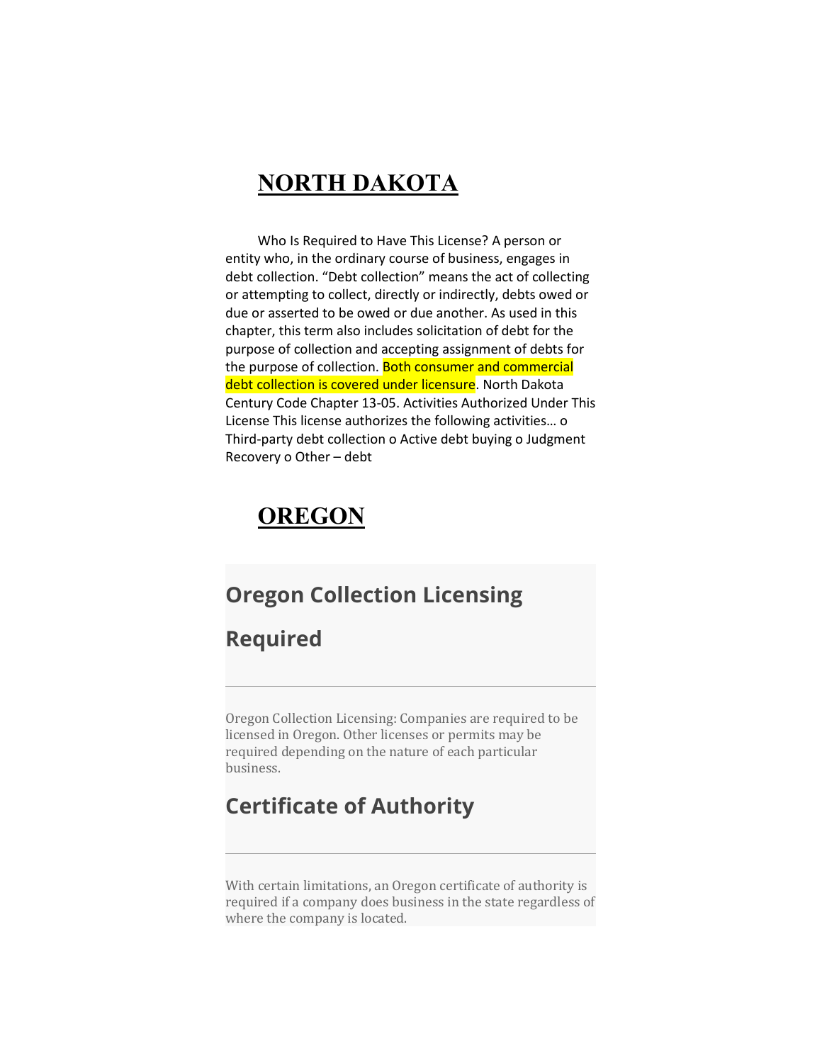# NORTH DAKOTA

Who Is Required to Have This License? A person or entity who, in the ordinary course of business, engages in debt collection. “Debt collection” means the act of collecting or attempting to collect, directly or indirectly, debts owed or due or asserted to be owed or due another. As used in this chapter, this term also includes solicitation of debt for the purpose of collection and accepting assignment of debts for the purpose of collection. Both consumer and commercial debt collection is covered under licensure. North Dakota Century Code Chapter 13-05. Activities Authorized Under This License This license authorizes the following activities… o Third-party debt collection o Active debt buying o Judgment Recovery o Other – debt

# OREGON

## Oregon Collection Licensing Required

Oregon Collection Licensing: Companies are required to be licensed in Oregon. Other licenses or permits may be required depending on the nature of each particular business.

## Certificate of Authority

With certain limitations, an Oregon certificate of authority is required if a company does business in the state regardless of where the company is located.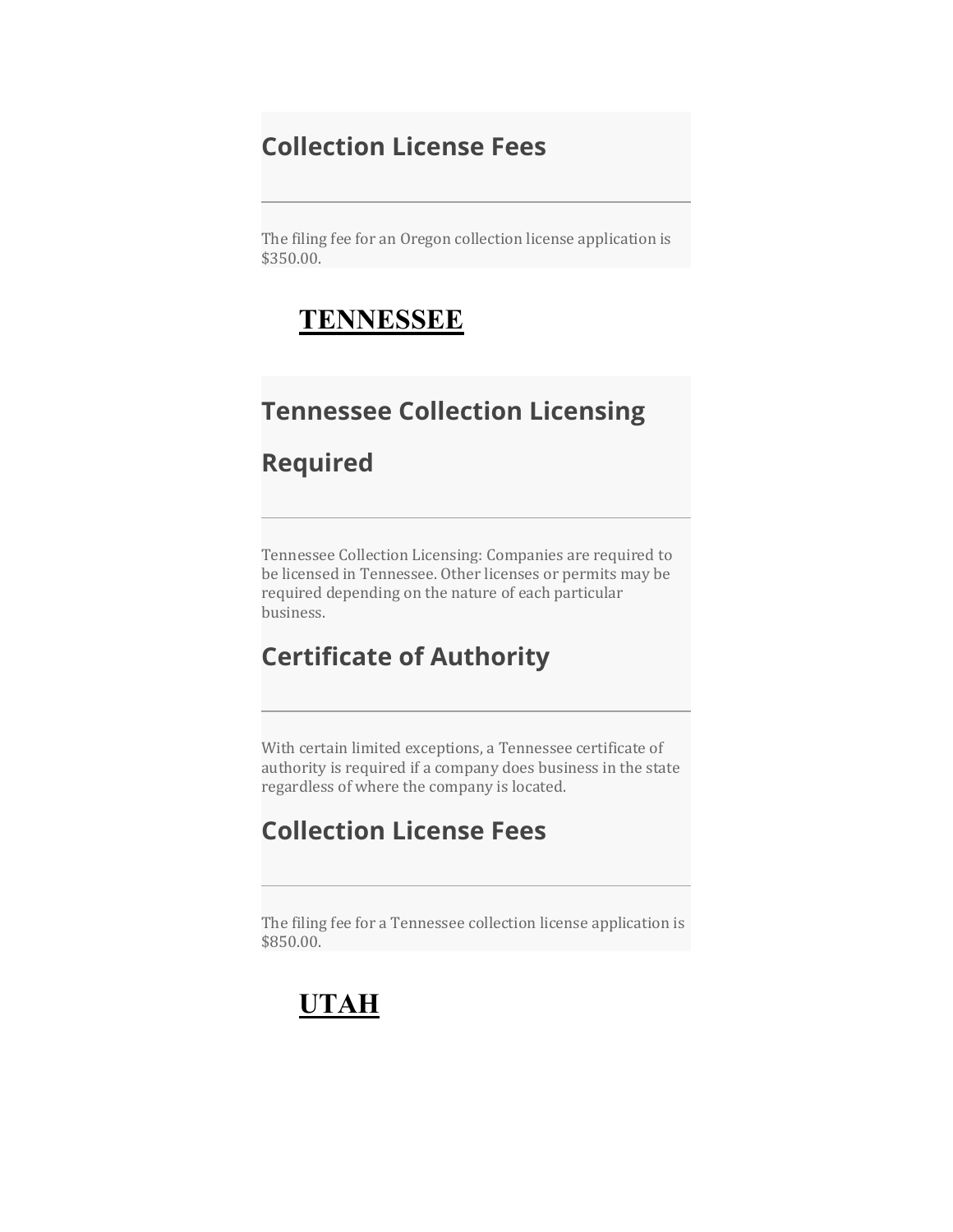## Collection License Fees

The filing fee for an Oregon collection license application is $350.00.

# TENNESSEE

## Tennessee Collection Licensing Required

Tennessee Collection Licensing: Companies are required to be licensed in Tennessee. Other licenses or permits may be required depending on the nature of each particular business.

## Certificate of Authority

With certain limited exceptions, a Tennessee certificate of authority is required if a company does business in the state regardless of where the company is located.

## Collection License Fees

The filing fee for a Tennessee collection license application is $850.00.

# UTAH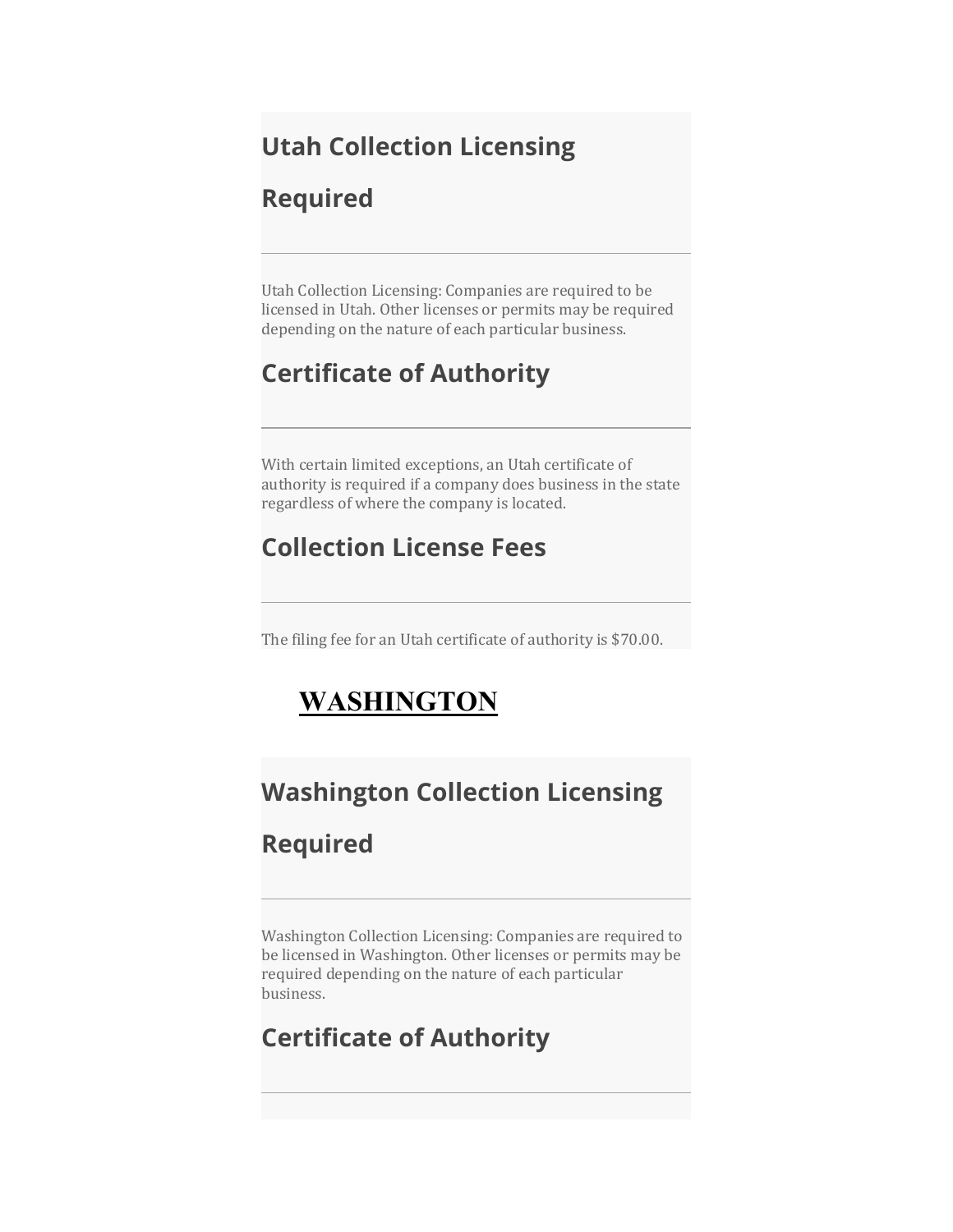## Utah Collection Licensing Required

Utah Collection Licensing: Companies are required to be licensed in Utah. Other licenses or permits may be required depending on the nature of each particular business.

## Certificate of Authority

With certain limited exceptions, an Utah certificate of authority is required if a company does business in the state regardless of where the company is located.

## Collection License Fees

The filing fee for an Utah certificate of authority is $70.00.

# WASHINGTON

## Washington Collection Licensing Required

Washington Collection Licensing: Companies are required to be licensed in Washington. Other licenses or permits may be required depending on the nature of each particular business.

## Certificate of Authority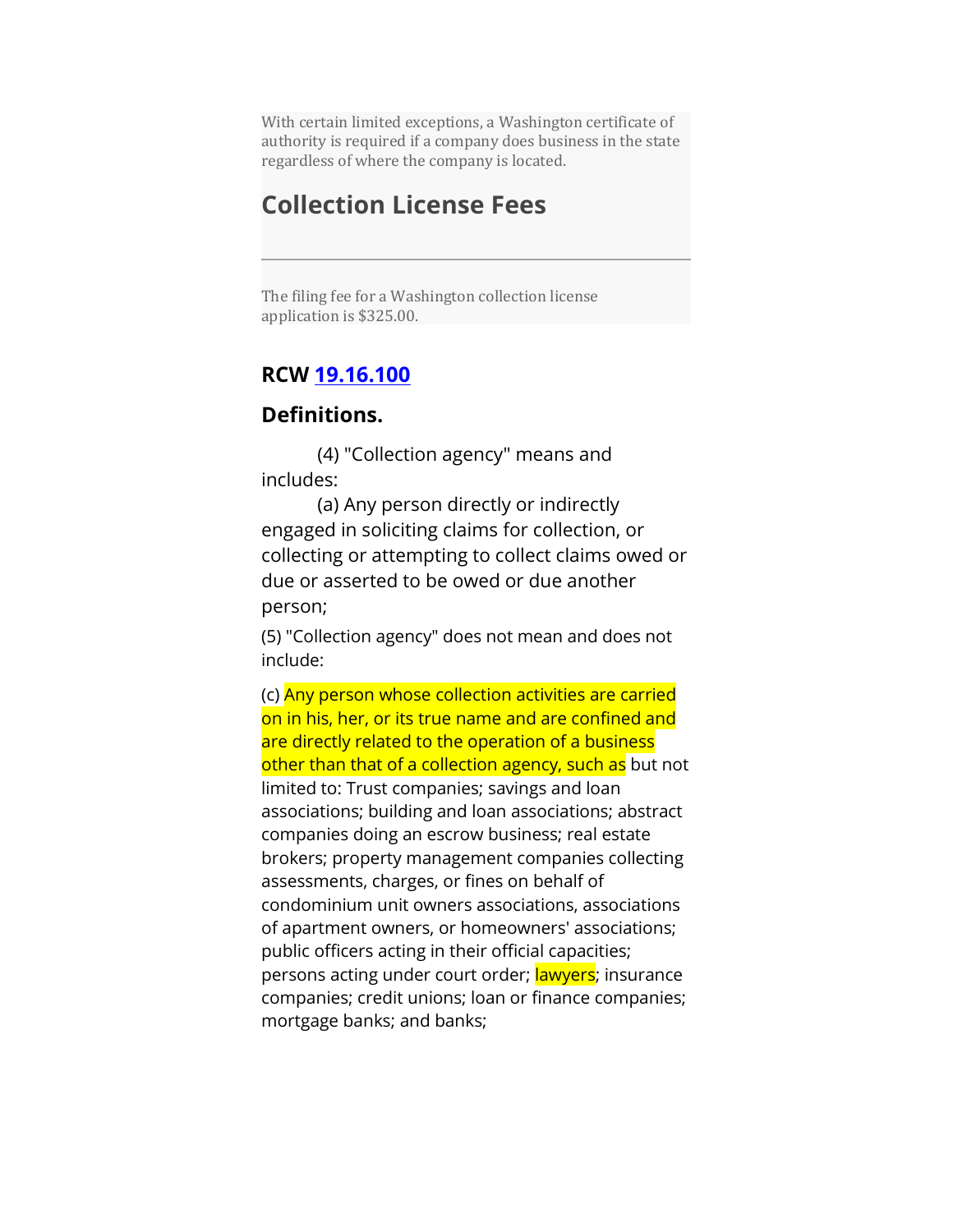With certain limited exceptions, a Washington certificate of authority is required if a company does business in the state regardless of where the company is located.

## Collection License Fees

The filing fee for a Washington collection license application is $325.00.

### RCW [19.16.100](19.16.100)

### Definitions.

(4) "Collection agency" means and includes:

(a) Any person directly or indirectly engaged in soliciting claims for collection, or collecting or attempting to collect claims owed or due or asserted to be owed or due another person;

(5) "Collection agency" does not mean and does not include:

(c) Any person whose collection activities are carried on in his, her, or its true name and are confined and are directly related to the operation of a business other than that of a collection agency, such as but not limited to: Trust companies; savings and loan associations; building and loan associations; abstract companies doing an escrow business; real estate brokers; property management companies collecting assessments, charges, or fines on behalf of condominium unit owners associations, associations of apartment owners, or homeowners' associations; public officers acting in their official capacities; persons acting under court order; lawyers; insurance companies; credit unions; loan or finance companies; mortgage banks; and banks;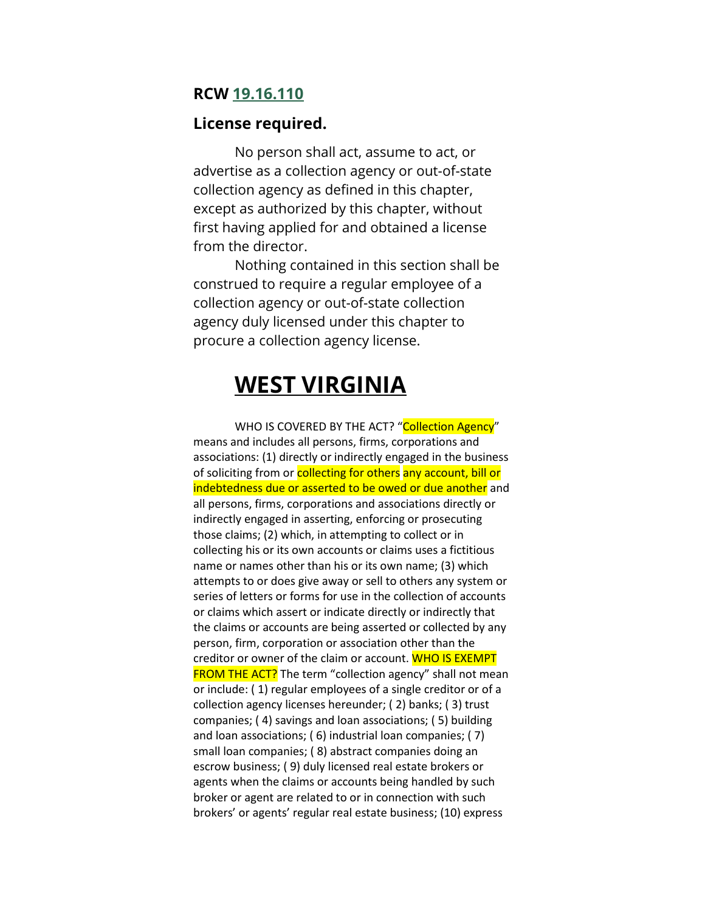**RCW 19.16.110**

**License required.**

No person shall act, assume to act, or advertise as a collection agency or out-of-state collection agency as defined in this chapter, except as authorized by this chapter, without first having applied for and obtained a license from the director.

Nothing contained in this section shall be construed to require a regular employee of a collection agency or out-of-state collection agency duly licensed under this chapter to procure a collection agency license.

# WEST VIRGINIA

WHO IS COVERED BY THE ACT? "Collection Agency" means and includes all persons, firms, corporations and associations: (1) directly or indirectly engaged in the business of soliciting from or collecting for others any account, bill or indebtedness due or asserted to be owed or due another and all persons, firms, corporations and associations directly or indirectly engaged in asserting, enforcing or prosecuting those claims; (2) which, in attempting to collect or in collecting his or its own accounts or claims uses a fictitious name or names other than his or its own name; (3) which attempts to or does give away or sell to others any system or series of letters or forms for use in the collection of accounts or claims which assert or indicate directly or indirectly that the claims or accounts are being asserted or collected by any person, firm, corporation or association other than the creditor or owner of the claim or account. WHO IS EXEMPT FROM THE ACT? The term "collection agency" shall not mean or include: ( 1) regular employees of a single creditor or of a collection agency licenses hereunder; ( 2) banks; ( 3) trust companies; ( 4) savings and loan associations; ( 5) building and loan associations; ( 6) industrial loan companies; ( 7) small loan companies; ( 8) abstract companies doing an escrow business; ( 9) duly licensed real estate brokers or agents when the claims or accounts being handled by such broker or agent are related to or in connection with such brokers' or agents' regular real estate business; (10) express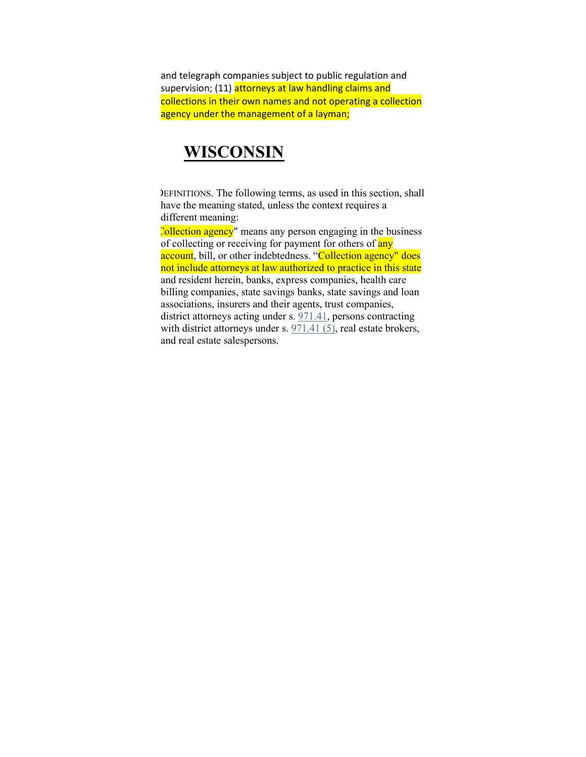and telegraph companies subject to public regulation and supervision; (11) attorneys at law handling claims and collections in their own names and not operating a collection agency under the management of a layman;

## WISCONSIN

DEFINITIONS. The following terms, as used in this section, shall have the meaning stated, unless the context requires a different meaning:

Collection agency" means any person engaging in the business of collecting or receiving for payment for others of any account, bill, or other indebtedness. "Collection agency" does not include attorneys at law authorized to practice in this state and resident herein, banks, express companies, health care billing companies, state savings banks, state savings and loan associations, insurers and their agents, trust companies, district attorneys acting under s. 971.41, persons contracting with district attorneys under s. 971.41 (5), real estate brokers, and real estate salespersons.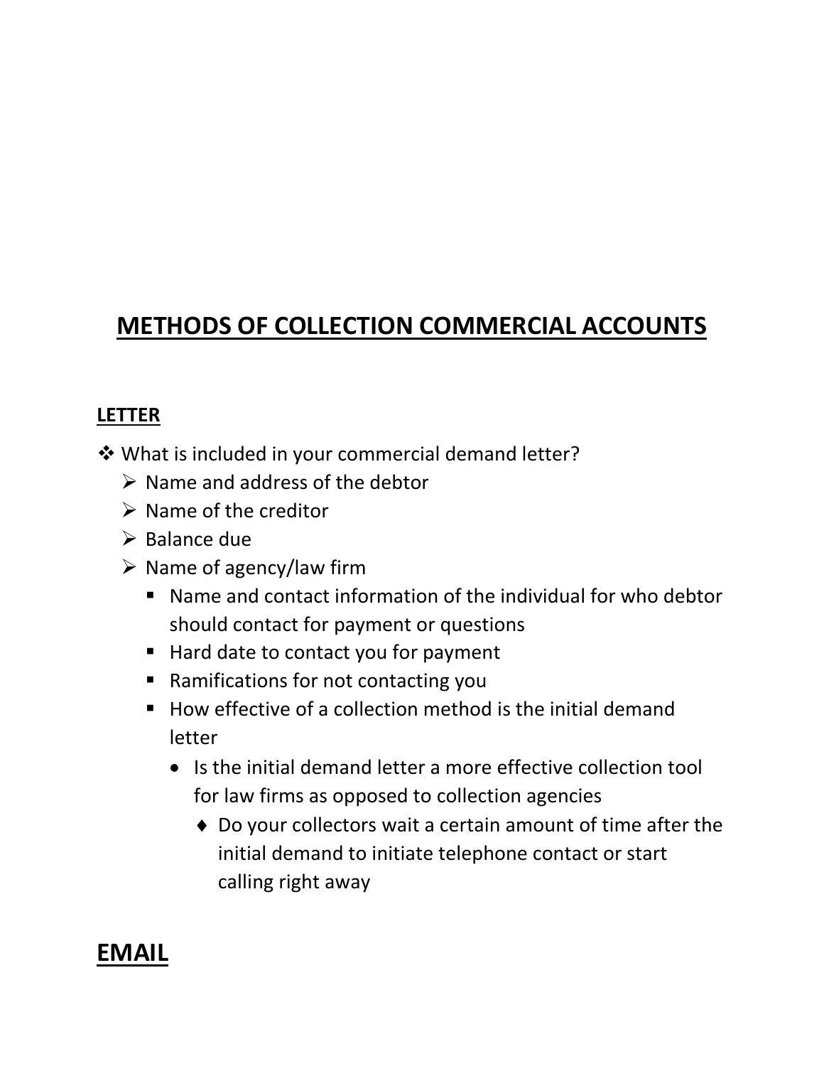# METHODS OF COLLECTION COMMERCIAL ACCOUNTS

## LETTER

- What is included in your commercial demand letter?
  - Name and address of the debtor
  - Name of the creditor
  - Balance due
  - Name of agency/law firm
    - Name and contact information of the individual for who debtor should contact for payment or questions
    - Hard date to contact you for payment
    - Ramifications for not contacting you
    - How effective of a collection method is the initial demand letter
      - Is the initial demand letter a more effective collection tool for law firms as opposed to collection agencies
        - Do your collectors wait a certain amount of time after the initial demand to initiate telephone contact or start calling right away

# EMAIL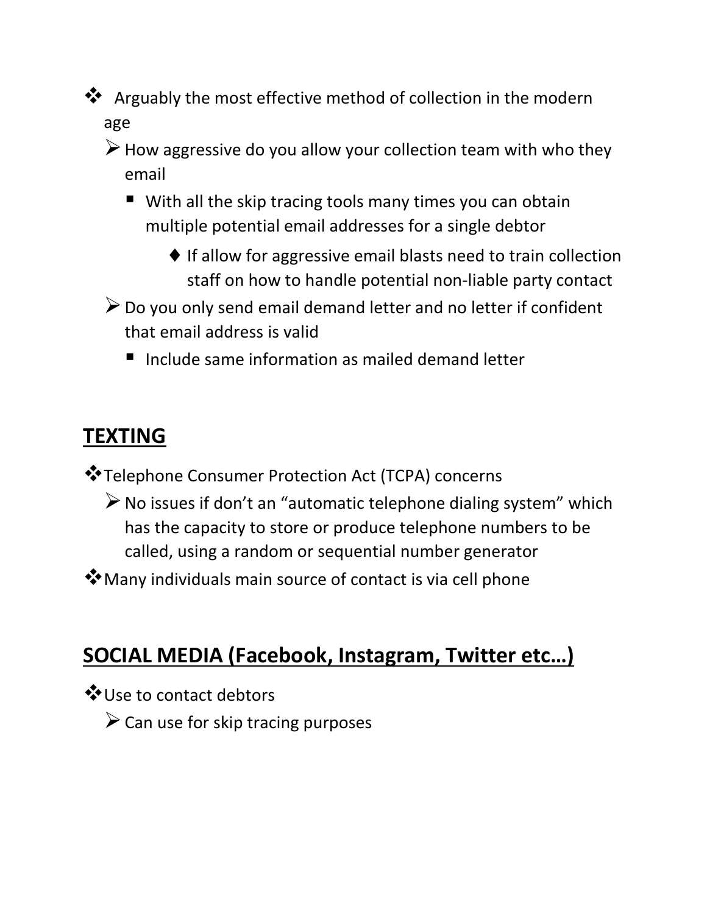- Arguably the most effective method of collection in the modern age
  - How aggressive do you allow your collection team with who they email
    - With all the skip tracing tools many times you can obtain multiple potential email addresses for a single debtor
      - If allow for aggressive email blasts need to train collection staff on how to handle potential non-liable party contact
  - Do you only send email demand letter and no letter if confident that email address is valid
    - Include same information as mailed demand letter

## <u>TEXTING</u>

- Telephone Consumer Protection Act (TCPA) concerns
  - No issues if don't an "automatic telephone dialing system" which has the capacity to store or produce telephone numbers to be called, using a random or sequential number generator
- Many individuals main source of contact is via cell phone

## <u>SOCIAL MEDIA (Facebook, Instagram, Twitter etc…)</u>

- Use to contact debtors
  - Can use for skip tracing purposes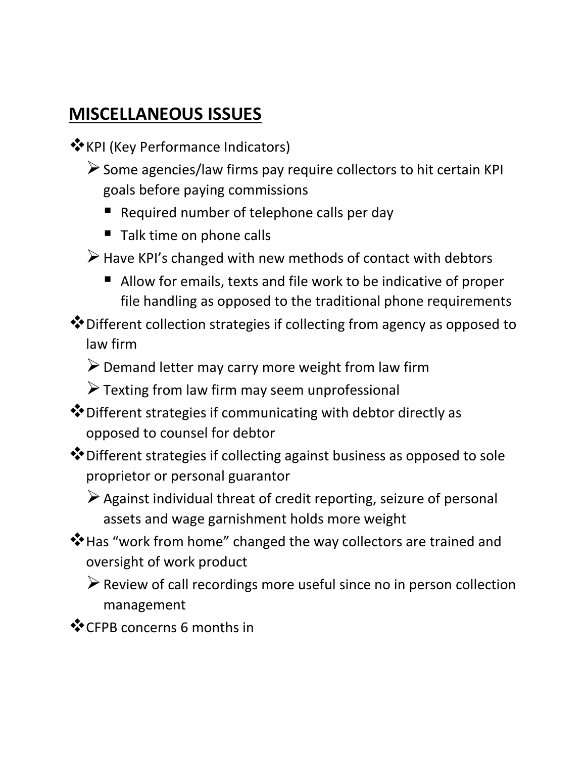## MISCELLANEOUS ISSUES

- KPI (Key Performance Indicators)
  - Some agencies/law firms pay require collectors to hit certain KPI goals before paying commissions
    - Required number of telephone calls per day
    - Talk time on phone calls
  - Have KPI's changed with new methods of contact with debtors
    - Allow for emails, texts and file work to be indicative of proper file handling as opposed to the traditional phone requirements
- Different collection strategies if collecting from agency as opposed to law firm
  - Demand letter may carry more weight from law firm
  - Texting from law firm may seem unprofessional
- Different strategies if communicating with debtor directly as opposed to counsel for debtor
- Different strategies if collecting against business as opposed to sole proprietor or personal guarantor
  - Against individual threat of credit reporting, seizure of personal assets and wage garnishment holds more weight
- Has "work from home" changed the way collectors are trained and oversight of work product
  - Review of call recordings more useful since no in person collection management
- CFPB concerns 6 months in